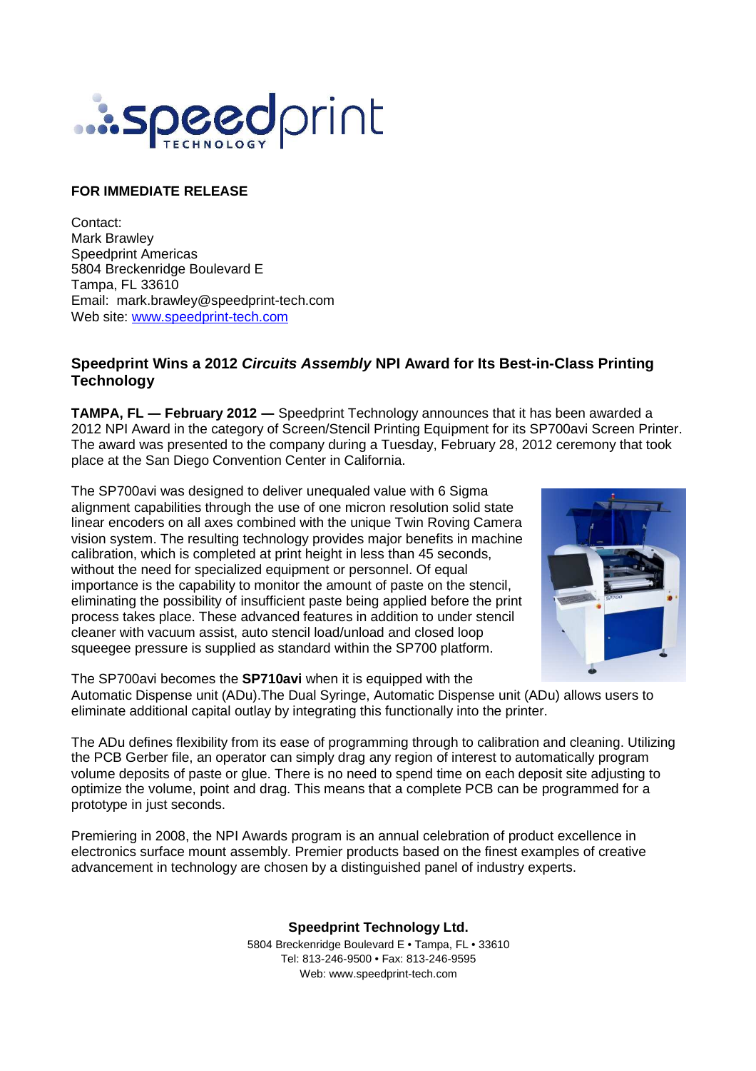**FOR IMMEDIATE RELEASE**

Contact:
Mark Brawley
Speedprint Americas
5804 Breckenridge Boulevard E
Tampa, FL 33610
Email: mark.brawley@speedprint-tech.com
Web site: www.speedprint-tech.com

## Speedprint Wins a 2012 *Circuits Assembly* NPI Award for Its Best-in-Class Printing Technology

**TAMPA, FL — February 2012 —** Speedprint Technology announces that it has been awarded a 2012 NPI Award in the category of Screen/Stencil Printing Equipment for its SP700avi Screen Printer. The award was presented to the company during a Tuesday, February 28, 2012 ceremony that took place at the San Diego Convention Center in California.

The SP700avi was designed to deliver unequaled value with 6 Sigma alignment capabilities through the use of one micron resolution solid state linear encoders on all axes combined with the unique Twin Roving Camera vision system. The resulting technology provides major benefits in machine calibration, which is completed at print height in less than 45 seconds, without the need for specialized equipment or personnel. Of equal importance is the capability to monitor the amount of paste on the stencil, eliminating the possibility of insufficient paste being applied before the print process takes place. These advanced features in addition to under stencil cleaner with vacuum assist, auto stencil load/unload and closed loop squeegee pressure is supplied as standard within the SP700 platform.

The SP700avi becomes the **SP710avi** when it is equipped with the Automatic Dispense unit (ADu).The Dual Syringe, Automatic Dispense unit (ADu) allows users to eliminate additional capital outlay by integrating this functionally into the printer.

The ADu defines flexibility from its ease of programming through to calibration and cleaning. Utilizing the PCB Gerber file, an operator can simply drag any region of interest to automatically program volume deposits of paste or glue. There is no need to spend time on each deposit site adjusting to optimize the volume, point and drag. This means that a complete PCB can be programmed for a prototype in just seconds.

Premiering in 2008, the NPI Awards program is an annual celebration of product excellence in electronics surface mount assembly. Premier products based on the finest examples of creative advancement in technology are chosen by a distinguished panel of industry experts.

**Speedprint Technology Ltd.**
5804 Breckenridge Boulevard E • Tampa, FL • 33610
Tel: 813-246-9500 • Fax: 813-246-9595
Web: www.speedprint-tech.com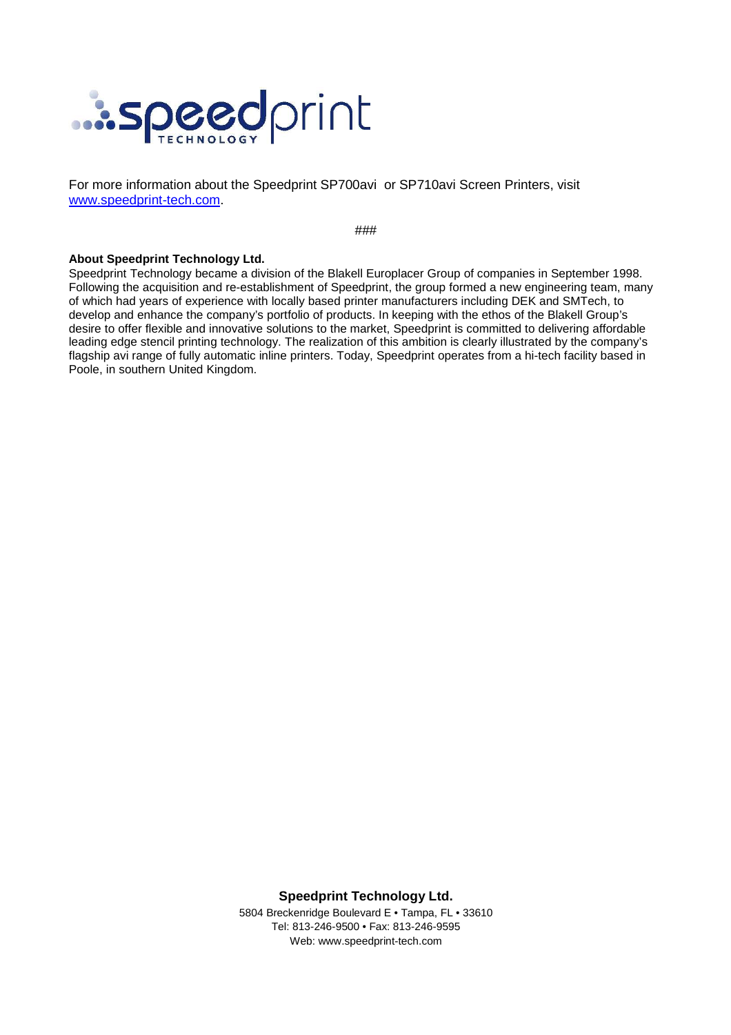For more information about the Speedprint SP700avi or SP710avi Screen Printers, visit [www.speedprint-tech.com](http://www.speedprint-tech.com).

###

**About Speedprint Technology Ltd.**

Speedprint Technology became a division of the Blakell Europlacer Group of companies in September 1998. Following the acquisition and re-establishment of Speedprint, the group formed a new engineering team, many of which had years of experience with locally based printer manufacturers including DEK and SMTech, to develop and enhance the company's portfolio of products. In keeping with the ethos of the Blakell Group's desire to offer flexible and innovative solutions to the market, Speedprint is committed to delivering affordable leading edge stencil printing technology. The realization of this ambition is clearly illustrated by the company's flagship avi range of fully automatic inline printers. Today, Speedprint operates from a hi-tech facility based in Poole, in southern United Kingdom.

**Speedprint Technology Ltd.**

5804 Breckenridge Boulevard E • Tampa, FL • 33610

Tel: 813-246-9500 • Fax: 813-246-9595

Web: www.speedprint-tech.com